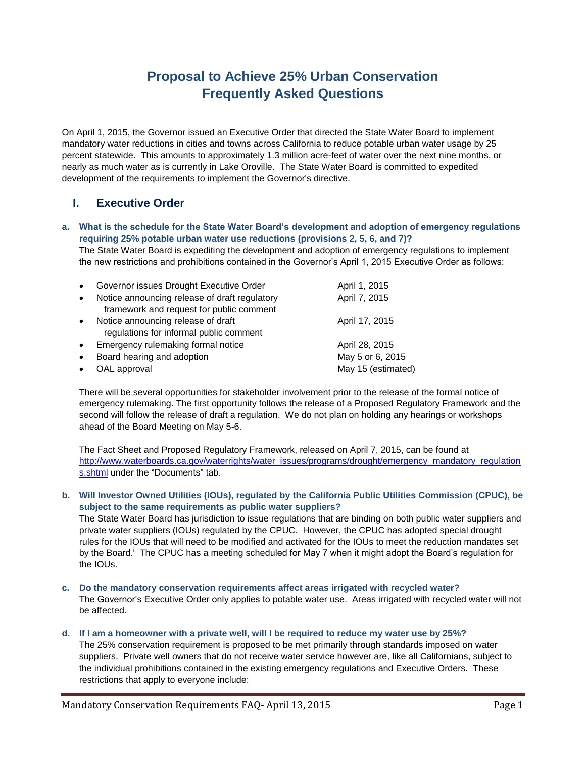# Proposal to Achieve 25% Urban Conservation Frequently Asked Questions

On April 1, 2015, the Governor issued an Executive Order that directed the State Water Board to implement mandatory water reductions in cities and towns across California to reduce potable urban water usage by 25 percent statewide. This amounts to approximately 1.3 million acre-feet of water over the next nine months, or nearly as much water as is currently in Lake Oroville. The State Water Board is committed to expedited development of the requirements to implement the Governor's directive.

## I. Executive Order

**a. What is the schedule for the State Water Board's development and adoption of emergency regulations requiring 25% potable urban water use reductions (provisions 2, 5, 6, and 7)?**

The State Water Board is expediting the development and adoption of emergency regulations to implement the new restrictions and prohibitions contained in the Governor's April 1, 2015 Executive Order as follows:

| | |
|---|---|
| • Governor issues Drought Executive Order | April 1, 2015 |
| • Notice announcing release of draft regulatory framework and request for public comment | April 7, 2015 |
| • Notice announcing release of draft regulations for informal public comment | April 17, 2015 |
| • Emergency rulemaking formal notice | April 28, 2015 |
| • Board hearing and adoption | May 5 or 6, 2015 |
| • OAL approval | May 15 (estimated) |

There will be several opportunities for stakeholder involvement prior to the release of the formal notice of emergency rulemaking. The first opportunity follows the release of a Proposed Regulatory Framework and the second will follow the release of draft a regulation. We do not plan on holding any hearings or workshops ahead of the Board Meeting on May 5-6.

The Fact Sheet and Proposed Regulatory Framework, released on April 7, 2015, can be found at http://www.waterboards.ca.gov/waterrights/water_issues/programs/drought/emergency_mandatory_regulations.shtml under the "Documents" tab.

**b. Will Investor Owned Utilities (IOUs), regulated by the California Public Utilities Commission (CPUC), be subject to the same requirements as public water suppliers?**

The State Water Board has jurisdiction to issue regulations that are binding on both public water suppliers and private water suppliers (IOUs) regulated by the CPUC. However, the CPUC has adopted special drought rules for the IOUs that will need to be modified and activated for the IOUs to meet the reduction mandates set by the Board.[i] The CPUC has a meeting scheduled for May 7 when it might adopt the Board's regulation for the IOUs.

**c. Do the mandatory conservation requirements affect areas irrigated with recycled water?**

The Governor's Executive Order only applies to potable water use. Areas irrigated with recycled water will not be affected.

**d. If I am a homeowner with a private well, will I be required to reduce my water use by 25%?**

The 25% conservation requirement is proposed to be met primarily through standards imposed on water suppliers. Private well owners that do not receive water service however are, like all Californians, subject to the individual prohibitions contained in the existing emergency regulations and Executive Orders. These restrictions that apply to everyone include: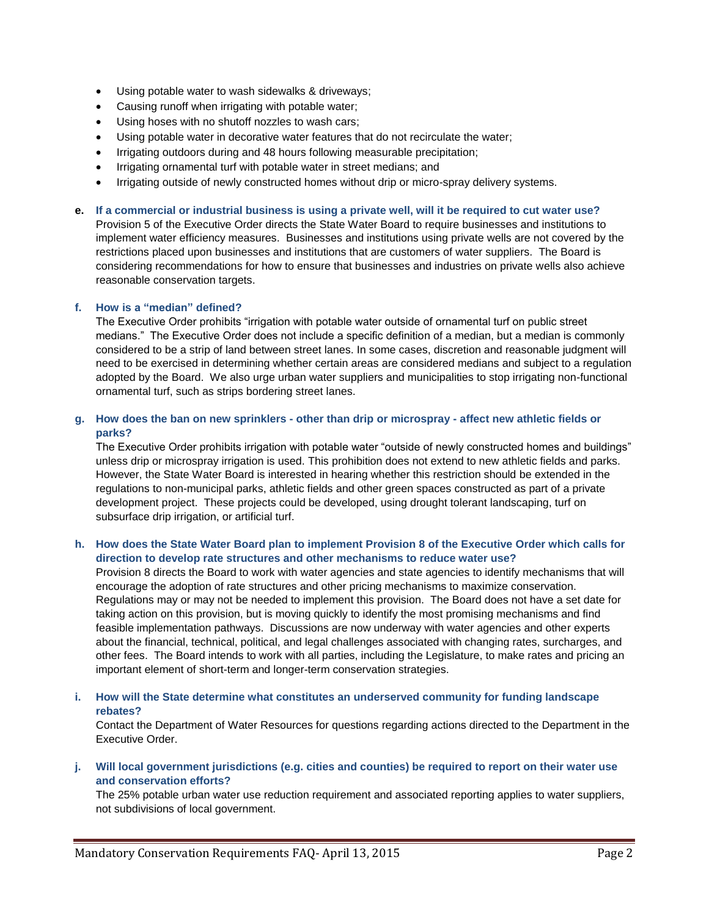- Using potable water to wash sidewalks & driveways;
- Causing runoff when irrigating with potable water;
- Using hoses with no shutoff nozzles to wash cars;
- Using potable water in decorative water features that do not recirculate the water;
- Irrigating outdoors during and 48 hours following measurable precipitation;
- Irrigating ornamental turf with potable water in street medians; and
- Irrigating outside of newly constructed homes without drip or micro-spray delivery systems.

**e. If a commercial or industrial business is using a private well, will it be required to cut water use?**

Provision 5 of the Executive Order directs the State Water Board to require businesses and institutions to implement water efficiency measures. Businesses and institutions using private wells are not covered by the restrictions placed upon businesses and institutions that are customers of water suppliers. The Board is considering recommendations for how to ensure that businesses and industries on private wells also achieve reasonable conservation targets.

**f. How is a "median" defined?**

The Executive Order prohibits "irrigation with potable water outside of ornamental turf on public street medians." The Executive Order does not include a specific definition of a median, but a median is commonly considered to be a strip of land between street lanes. In some cases, discretion and reasonable judgment will need to be exercised in determining whether certain areas are considered medians and subject to a regulation adopted by the Board. We also urge urban water suppliers and municipalities to stop irrigating non-functional ornamental turf, such as strips bordering street lanes.

**g. How does the ban on new sprinklers - other than drip or microspray - affect new athletic fields or parks?**

The Executive Order prohibits irrigation with potable water "outside of newly constructed homes and buildings" unless drip or microspray irrigation is used. This prohibition does not extend to new athletic fields and parks. However, the State Water Board is interested in hearing whether this restriction should be extended in the regulations to non-municipal parks, athletic fields and other green spaces constructed as part of a private development project. These projects could be developed, using drought tolerant landscaping, turf on subsurface drip irrigation, or artificial turf.

**h. How does the State Water Board plan to implement Provision 8 of the Executive Order which calls for direction to develop rate structures and other mechanisms to reduce water use?**

Provision 8 directs the Board to work with water agencies and state agencies to identify mechanisms that will encourage the adoption of rate structures and other pricing mechanisms to maximize conservation. Regulations may or may not be needed to implement this provision. The Board does not have a set date for taking action on this provision, but is moving quickly to identify the most promising mechanisms and find feasible implementation pathways. Discussions are now underway with water agencies and other experts about the financial, technical, political, and legal challenges associated with changing rates, surcharges, and other fees. The Board intends to work with all parties, including the Legislature, to make rates and pricing an important element of short-term and longer-term conservation strategies.

**i. How will the State determine what constitutes an underserved community for funding landscape rebates?**

Contact the Department of Water Resources for questions regarding actions directed to the Department in the Executive Order.

**j. Will local government jurisdictions (e.g. cities and counties) be required to report on their water use and conservation efforts?**

The 25% potable urban water use reduction requirement and associated reporting applies to water suppliers, not subdivisions of local government.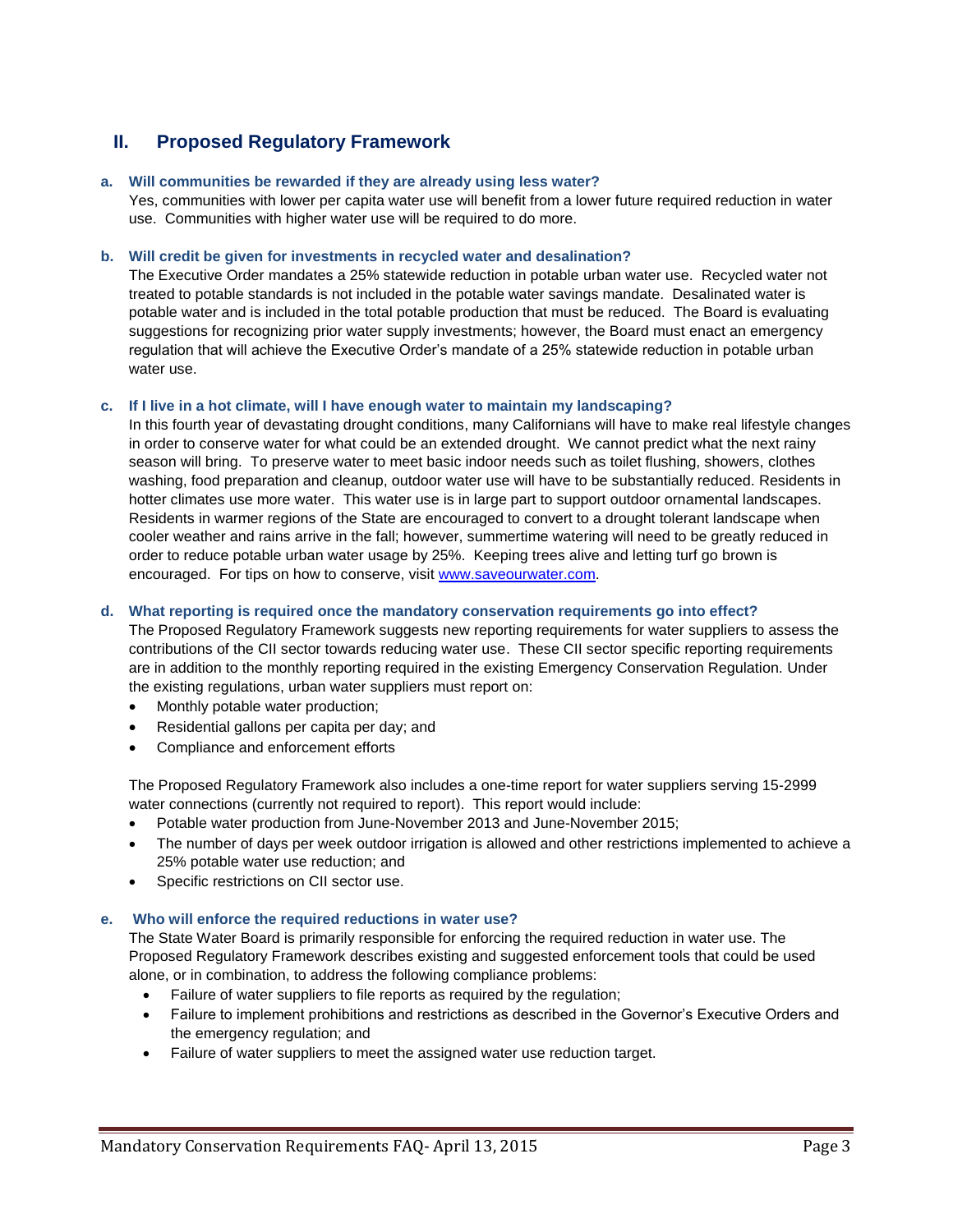## II. Proposed Regulatory Framework

### a. Will communities be rewarded if they are already using less water?

Yes, communities with lower per capita water use will benefit from a lower future required reduction in water use. Communities with higher water use will be required to do more.

### b. Will credit be given for investments in recycled water and desalination?

The Executive Order mandates a 25% statewide reduction in potable urban water use. Recycled water not treated to potable standards is not included in the potable water savings mandate. Desalinated water is potable water and is included in the total potable production that must be reduced. The Board is evaluating suggestions for recognizing prior water supply investments; however, the Board must enact an emergency regulation that will achieve the Executive Order's mandate of a 25% statewide reduction in potable urban water use.

### c. If I live in a hot climate, will I have enough water to maintain my landscaping?

In this fourth year of devastating drought conditions, many Californians will have to make real lifestyle changes in order to conserve water for what could be an extended drought. We cannot predict what the next rainy season will bring. To preserve water to meet basic indoor needs such as toilet flushing, showers, clothes washing, food preparation and cleanup, outdoor water use will have to be substantially reduced. Residents in hotter climates use more water. This water use is in large part to support outdoor ornamental landscapes. Residents in warmer regions of the State are encouraged to convert to a drought tolerant landscape when cooler weather and rains arrive in the fall; however, summertime watering will need to be greatly reduced in order to reduce potable urban water usage by 25%. Keeping trees alive and letting turf go brown is encouraged. For tips on how to conserve, visit [www.saveourwater.com](http://www.saveourwater.com).

### d. What reporting is required once the mandatory conservation requirements go into effect?

The Proposed Regulatory Framework suggests new reporting requirements for water suppliers to assess the contributions of the CII sector towards reducing water use. These CII sector specific reporting requirements are in addition to the monthly reporting required in the existing Emergency Conservation Regulation. Under the existing regulations, urban water suppliers must report on:

- Monthly potable water production;
- Residential gallons per capita per day; and
- Compliance and enforcement efforts

The Proposed Regulatory Framework also includes a one-time report for water suppliers serving 15-2999 water connections (currently not required to report). This report would include:

- Potable water production from June-November 2013 and June-November 2015;
- The number of days per week outdoor irrigation is allowed and other restrictions implemented to achieve a 25% potable water use reduction; and
- Specific restrictions on CII sector use.

### e. Who will enforce the required reductions in water use?

The State Water Board is primarily responsible for enforcing the required reduction in water use. The Proposed Regulatory Framework describes existing and suggested enforcement tools that could be used alone, or in combination, to address the following compliance problems:

- Failure of water suppliers to file reports as required by the regulation;
- Failure to implement prohibitions and restrictions as described in the Governor's Executive Orders and the emergency regulation; and
- Failure of water suppliers to meet the assigned water use reduction target.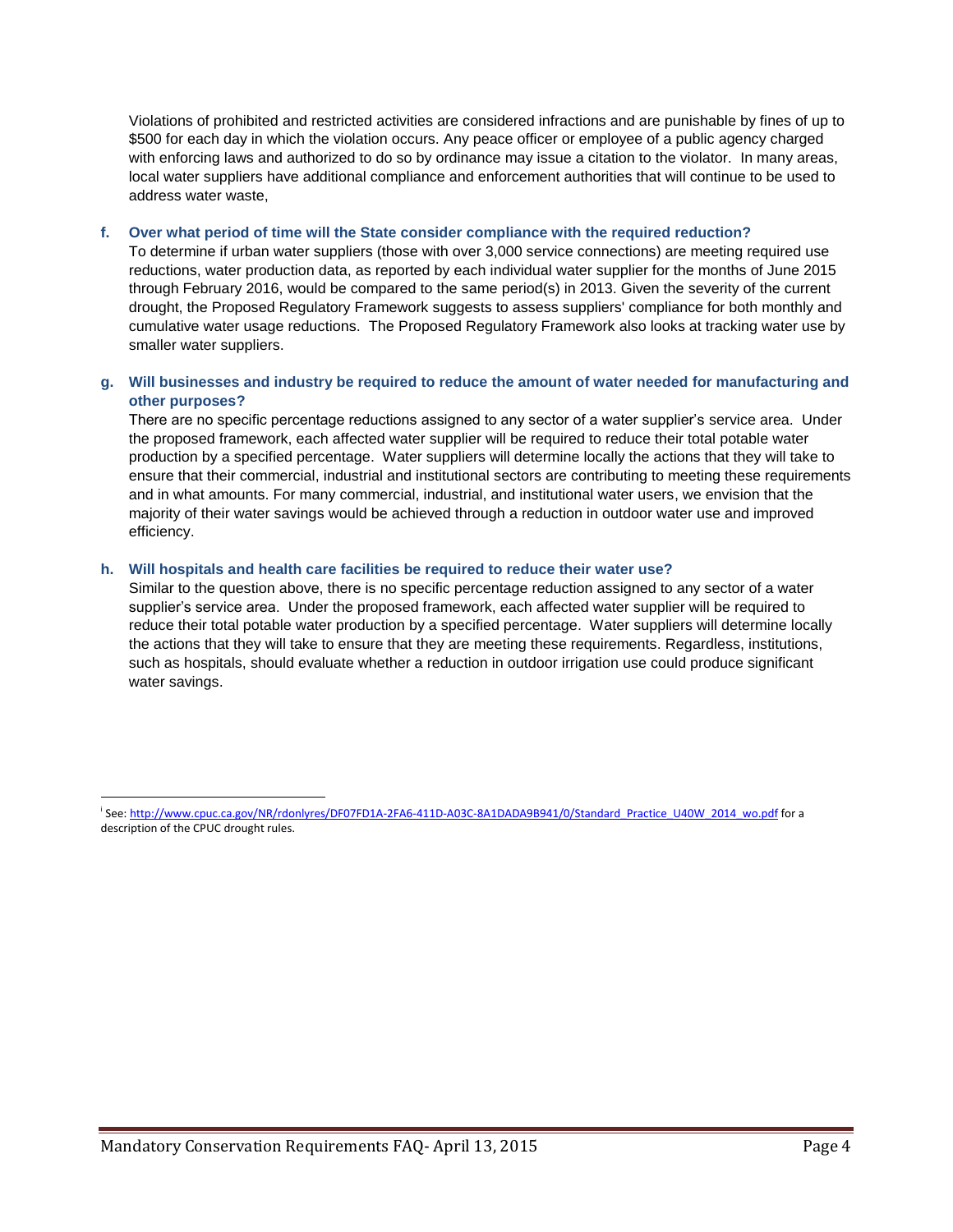Violations of prohibited and restricted activities are considered infractions and are punishable by fines of up to $500 for each day in which the violation occurs. Any peace officer or employee of a public agency charged with enforcing laws and authorized to do so by ordinance may issue a citation to the violator. In many areas, local water suppliers have additional compliance and enforcement authorities that will continue to be used to address water waste,

**f. Over what period of time will the State consider compliance with the required reduction?**

To determine if urban water suppliers (those with over 3,000 service connections) are meeting required use reductions, water production data, as reported by each individual water supplier for the months of June 2015 through February 2016, would be compared to the same period(s) in 2013. Given the severity of the current drought, the Proposed Regulatory Framework suggests to assess suppliers' compliance for both monthly and cumulative water usage reductions. The Proposed Regulatory Framework also looks at tracking water use by smaller water suppliers.

**g. Will businesses and industry be required to reduce the amount of water needed for manufacturing and other purposes?**

There are no specific percentage reductions assigned to any sector of a water supplier's service area. Under the proposed framework, each affected water supplier will be required to reduce their total potable water production by a specified percentage. Water suppliers will determine locally the actions that they will take to ensure that their commercial, industrial and institutional sectors are contributing to meeting these requirements and in what amounts. For many commercial, industrial, and institutional water users, we envision that the majority of their water savings would be achieved through a reduction in outdoor water use and improved efficiency.

**h. Will hospitals and health care facilities be required to reduce their water use?**

Similar to the question above, there is no specific percentage reduction assigned to any sector of a water supplier's service area. Under the proposed framework, each affected water supplier will be required to reduce their total potable water production by a specified percentage. Water suppliers will determine locally the actions that they will take to ensure that they are meeting these requirements. Regardless, institutions, such as hospitals, should evaluate whether a reduction in outdoor irrigation use could produce significant water savings.

---

[i] See: http://www.cpuc.ca.gov/NR/rdonlyres/DF07FD1A-2FA6-411D-A03C-8A1DADA9B941/0/Standard_Practice_U40W_2014_wo.pdf for a description of the CPUC drought rules.